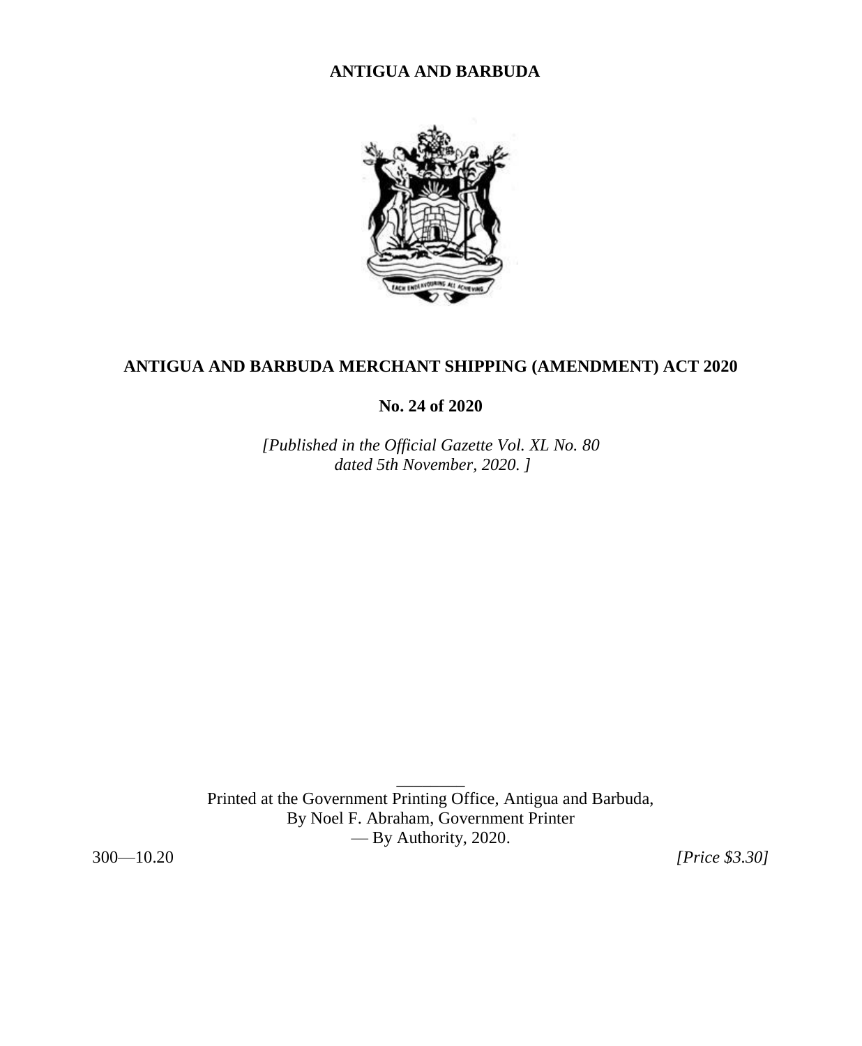**ANTIGUA AND BARBUDA**

# ANTIGUA AND BARBUDA MERCHANT SHIPPING (AMENDMENT) ACT 2020

**No. 24 of 2020**

*[Published in the Official Gazette Vol. XL No. 80 dated 5th November, 2020. ]*

Printed at the Government Printing Office, Antigua and Barbuda,
By Noel F. Abraham, Government Printer
— By Authority, 2020.

300—10.20 *[Price $3.30]*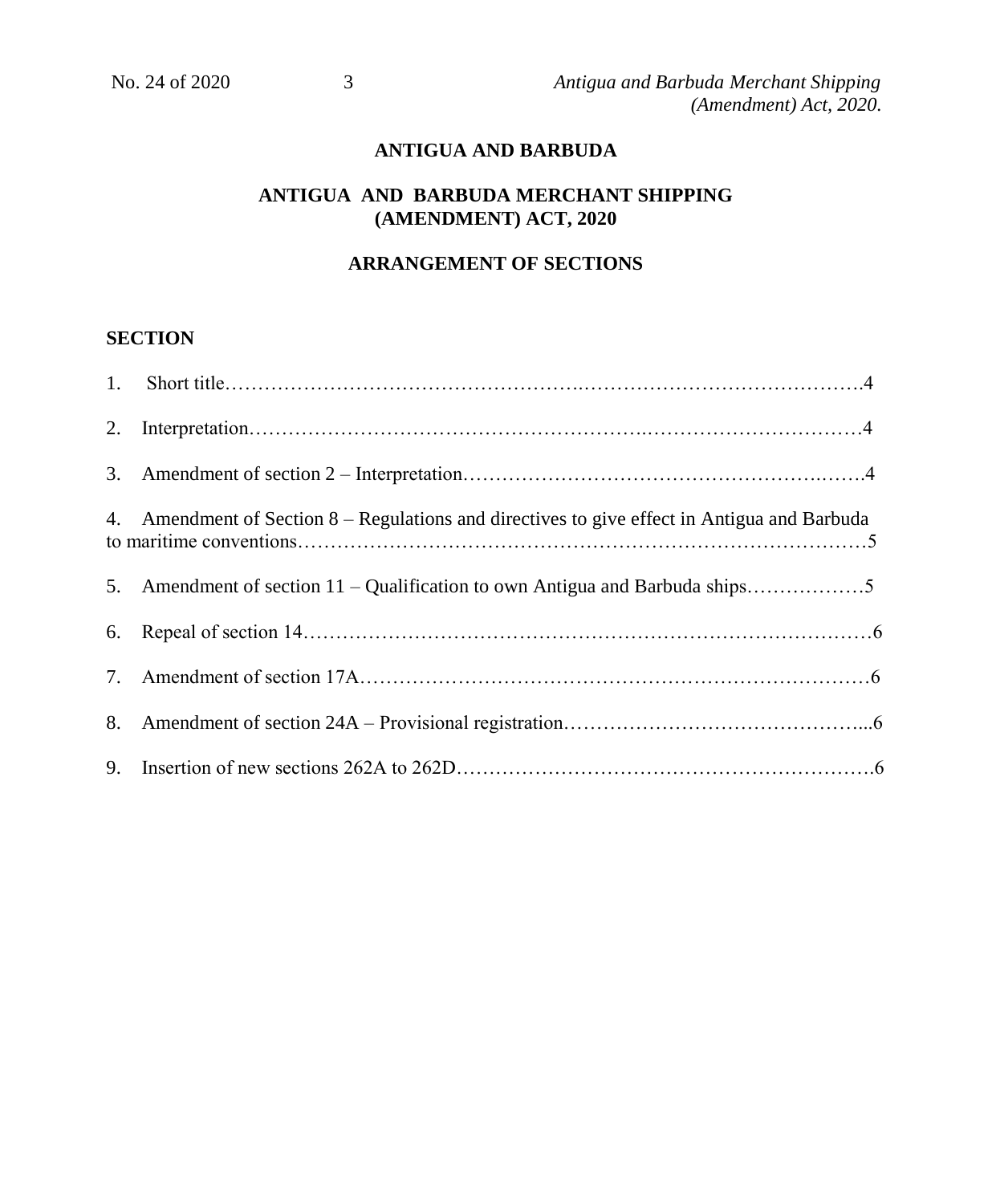# ANTIGUA AND BARBUDA

## ANTIGUA AND BARBUDA MERCHANT SHIPPING (AMENDMENT) ACT, 2020

## ARRANGEMENT OF SECTIONS

**SECTION**

1. Short title……………………………………………………………………………………4
2. Interpretation…………………………………………………………………………………4
3. Amendment of section 2 – Interpretation……………………………………………………4
4. Amendment of Section 8 – Regulations and directives to give effect in Antigua and Barbuda to maritime conventions……………………………………………………………………………5
5. Amendment of section 11 – Qualification to own Antigua and Barbuda ships………………5
6. Repeal of section 14…………………………………………………………………………6
7. Amendment of section 17A…………………………………………………………………6
8. Amendment of section 24A – Provisional registration…………………………………………6
9. Insertion of new sections 262A to 262D………………………………………………………6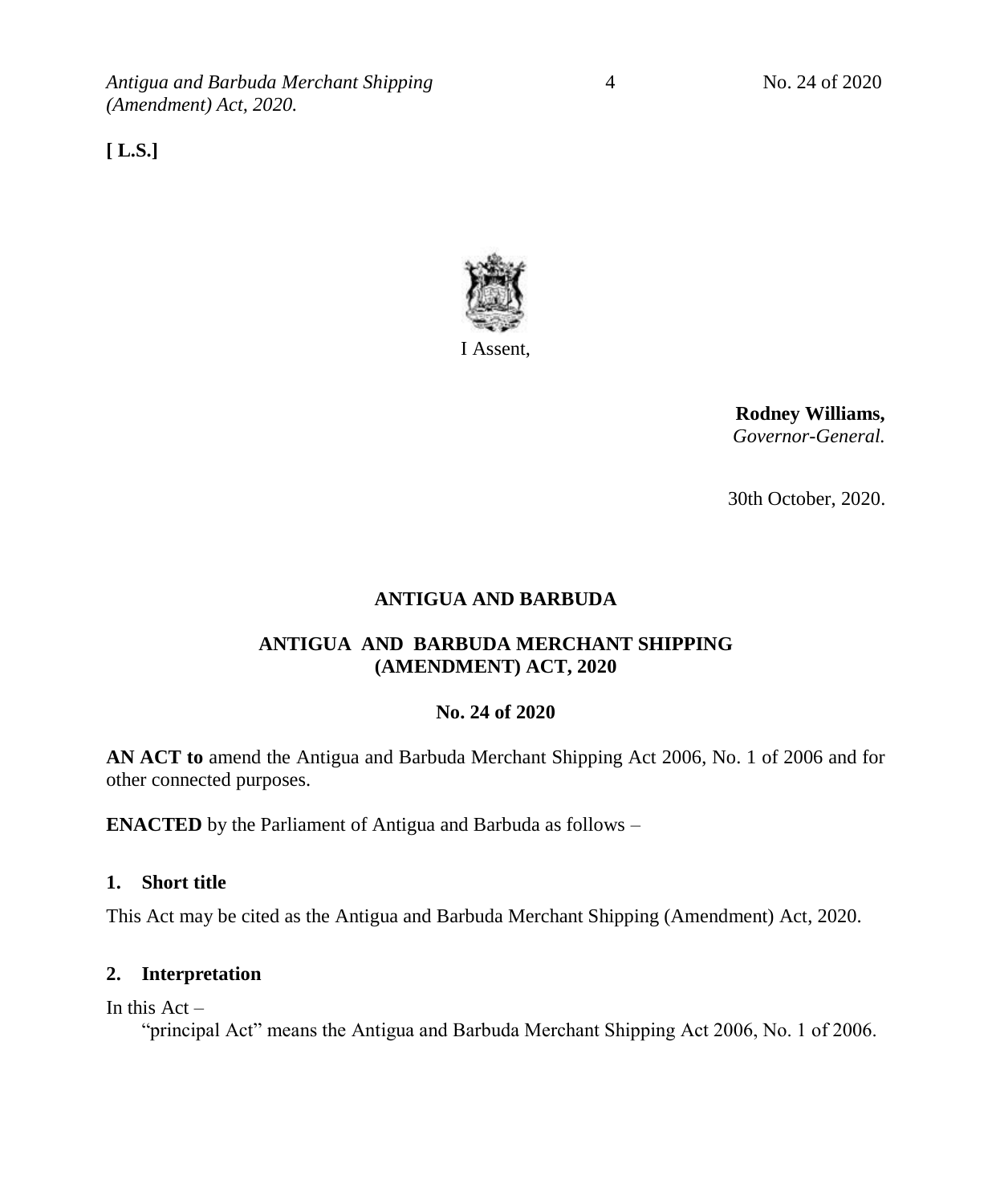**[ L.S.]**

I Assent,

**Rodney Williams,**
*Governor-General.*

30th October, 2020.

**ANTIGUA AND BARBUDA**

**ANTIGUA AND BARBUDA MERCHANT SHIPPING (AMENDMENT) ACT, 2020**

**No. 24 of 2020**

**AN ACT to** amend the Antigua and Barbuda Merchant Shipping Act 2006, No. 1 of 2006 and for other connected purposes.

**ENACTED** by the Parliament of Antigua and Barbuda as follows –

### 1. Short title

This Act may be cited as the Antigua and Barbuda Merchant Shipping (Amendment) Act, 2020.

### 2. Interpretation

In this Act –

"principal Act" means the Antigua and Barbuda Merchant Shipping Act 2006, No. 1 of 2006.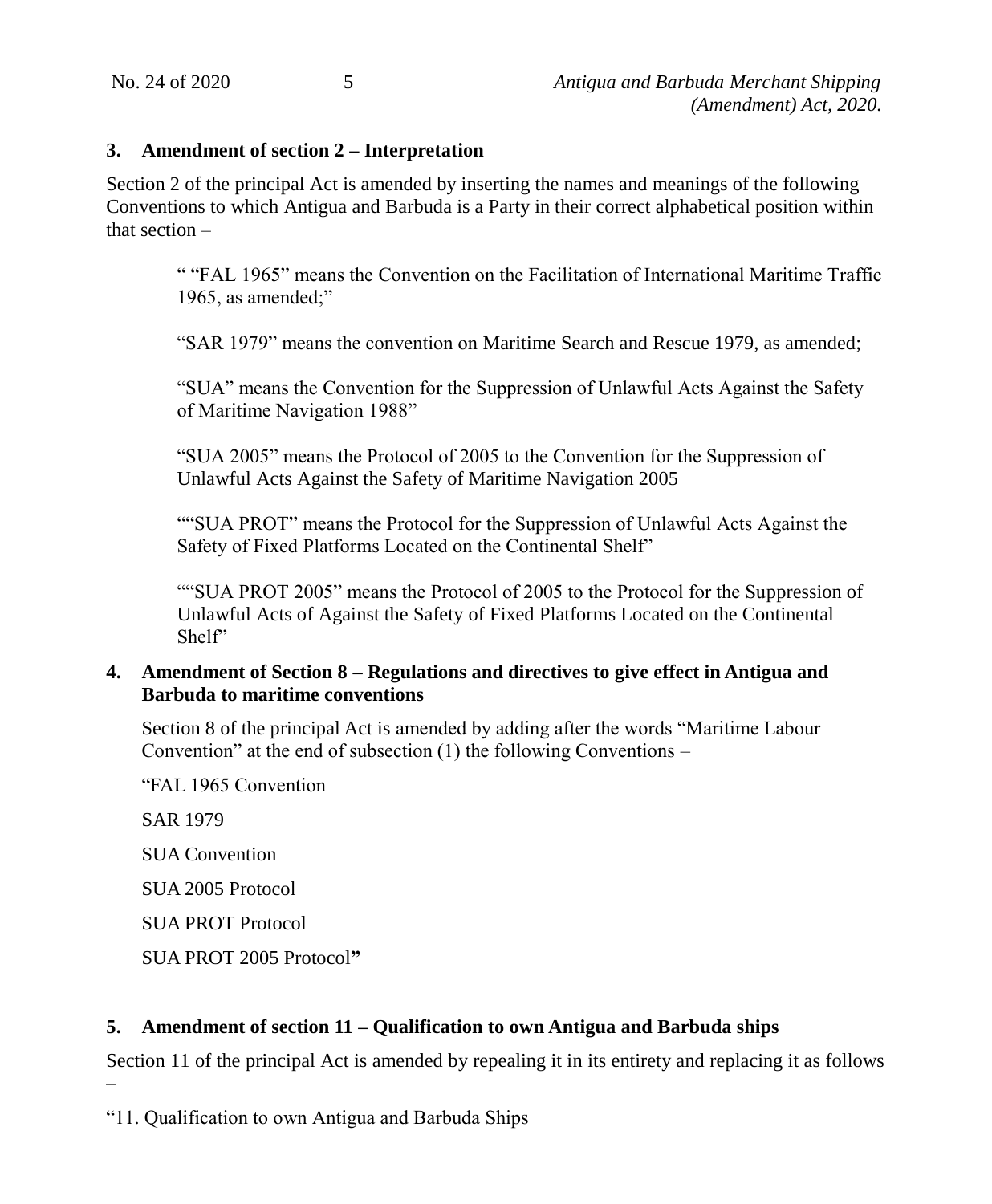### 3. Amendment of section 2 – Interpretation

Section 2 of the principal Act is amended by inserting the names and meanings of the following Conventions to which Antigua and Barbuda is a Party in their correct alphabetical position within that section –

> " "FAL 1965" means the Convention on the Facilitation of International Maritime Traffic 1965, as amended;"
>
> "SAR 1979" means the convention on Maritime Search and Rescue 1979, as amended;
>
> "SUA" means the Convention for the Suppression of Unlawful Acts Against the Safety of Maritime Navigation 1988"
>
> "SUA 2005" means the Protocol of 2005 to the Convention for the Suppression of Unlawful Acts Against the Safety of Maritime Navigation 2005
>
> ""SUA PROT" means the Protocol for the Suppression of Unlawful Acts Against the Safety of Fixed Platforms Located on the Continental Shelf"
>
> ""SUA PROT 2005" means the Protocol of 2005 to the Protocol for the Suppression of Unlawful Acts of Against the Safety of Fixed Platforms Located on the Continental Shelf"

### 4. Amendment of Section 8 – Regulations and directives to give effect in Antigua and Barbuda to maritime conventions

Section 8 of the principal Act is amended by adding after the words "Maritime Labour Convention" at the end of subsection (1) the following Conventions –

"FAL 1965 Convention

SAR 1979

SUA Convention

SUA 2005 Protocol

SUA PROT Protocol

SUA PROT 2005 Protocol**"**

### 5. Amendment of section 11 – Qualification to own Antigua and Barbuda ships

Section 11 of the principal Act is amended by repealing it in its entirety and replacing it as follows –

"11. Qualification to own Antigua and Barbuda Ships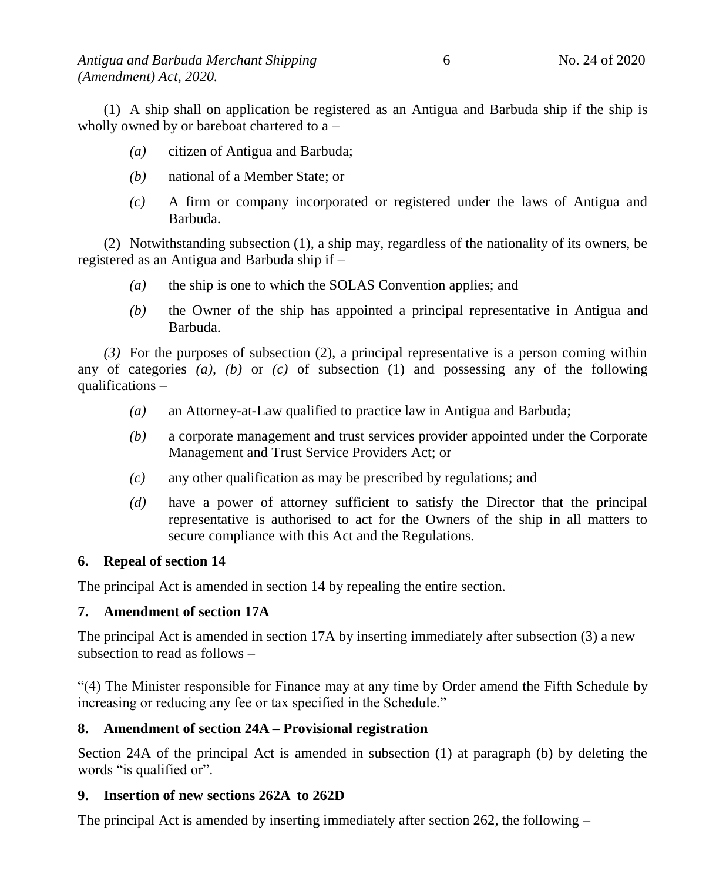(1) A ship shall on application be registered as an Antigua and Barbuda ship if the ship is wholly owned by or bareboat chartered to a –

*(a)* citizen of Antigua and Barbuda;

*(b)* national of a Member State; or

*(c)* A firm or company incorporated or registered under the laws of Antigua and Barbuda.

(2) Notwithstanding subsection (1), a ship may, regardless of the nationality of its owners, be registered as an Antigua and Barbuda ship if –

*(a)* the ship is one to which the SOLAS Convention applies; and

*(b)* the Owner of the ship has appointed a principal representative in Antigua and Barbuda.

*(3)* For the purposes of subsection (2), a principal representative is a person coming within any of categories *(a), (b)* or *(c)* of subsection (1) and possessing any of the following qualifications –

*(a)* an Attorney-at-Law qualified to practice law in Antigua and Barbuda;

*(b)* a corporate management and trust services provider appointed under the Corporate Management and Trust Service Providers Act; or

*(c)* any other qualification as may be prescribed by regulations; and

*(d)* have a power of attorney sufficient to satisfy the Director that the principal representative is authorised to act for the Owners of the ship in all matters to secure compliance with this Act and the Regulations.

**6. Repeal of section 14**

The principal Act is amended in section 14 by repealing the entire section.

**7. Amendment of section 17A**

The principal Act is amended in section 17A by inserting immediately after subsection (3) a new subsection to read as follows –

"(4) The Minister responsible for Finance may at any time by Order amend the Fifth Schedule by increasing or reducing any fee or tax specified in the Schedule."

**8. Amendment of section 24A – Provisional registration**

Section 24A of the principal Act is amended in subsection (1) at paragraph (b) by deleting the words "is qualified or".

**9. Insertion of new sections 262A to 262D**

The principal Act is amended by inserting immediately after section 262, the following –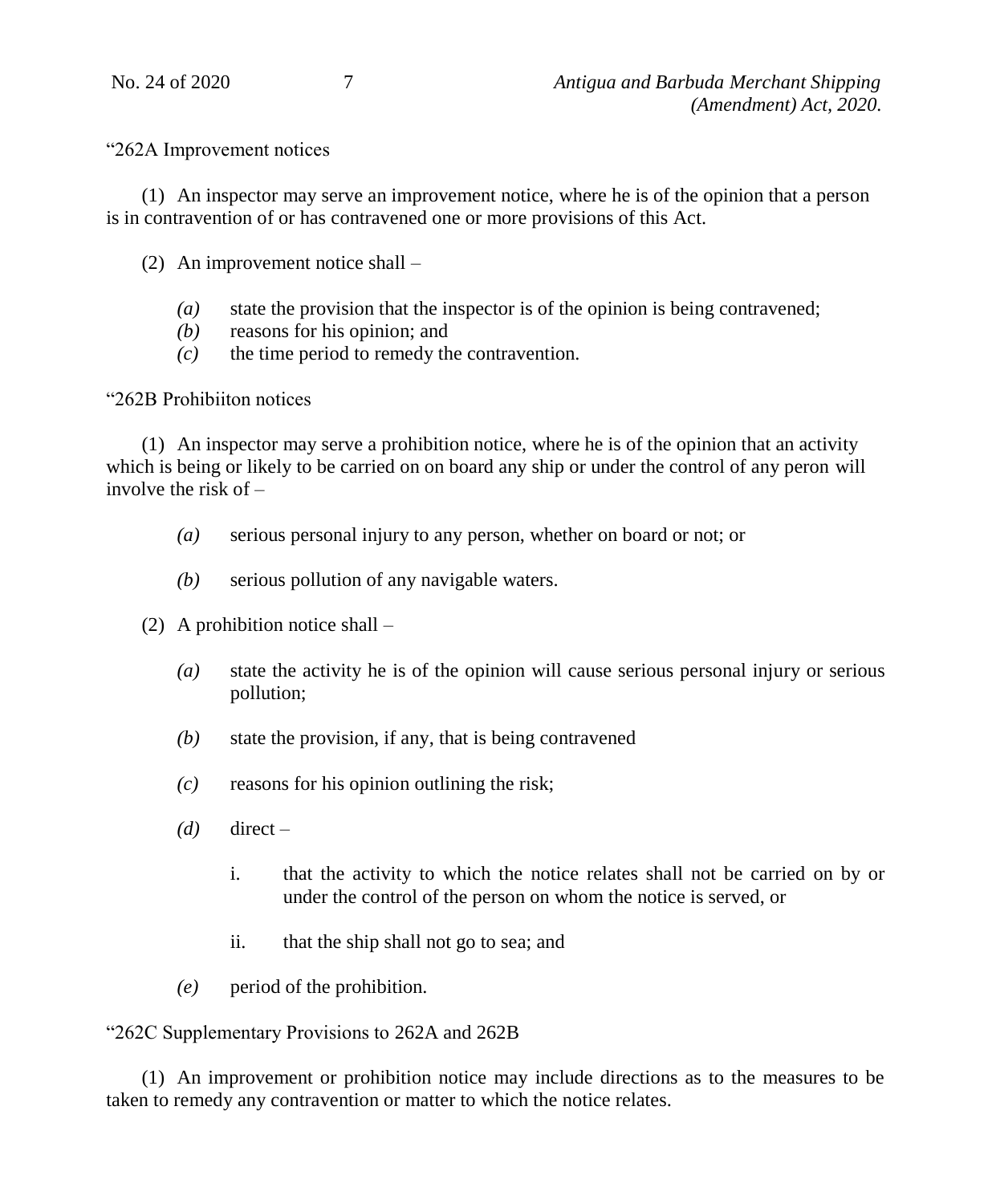"262A Improvement notices

(1) An inspector may serve an improvement notice, where he is of the opinion that a person is in contravention of or has contravened one or more provisions of this Act.

(2) An improvement notice shall –

*(a)* state the provision that the inspector is of the opinion is being contravened;
*(b)* reasons for his opinion; and
*(c)* the time period to remedy the contravention.

"262B Prohibiiton notices

(1) An inspector may serve a prohibition notice, where he is of the opinion that an activity which is being or likely to be carried on on board any ship or under the control of any peron will involve the risk of –

*(a)* serious personal injury to any person, whether on board or not; or

*(b)* serious pollution of any navigable waters.

(2) A prohibition notice shall –

*(a)* state the activity he is of the opinion will cause serious personal injury or serious pollution;

*(b)* state the provision, if any, that is being contravened

*(c)* reasons for his opinion outlining the risk;

*(d)* direct –

i. that the activity to which the notice relates shall not be carried on by or under the control of the person on whom the notice is served, or

ii. that the ship shall not go to sea; and

*(e)* period of the prohibition.

"262C Supplementary Provisions to 262A and 262B

(1) An improvement or prohibition notice may include directions as to the measures to be taken to remedy any contravention or matter to which the notice relates.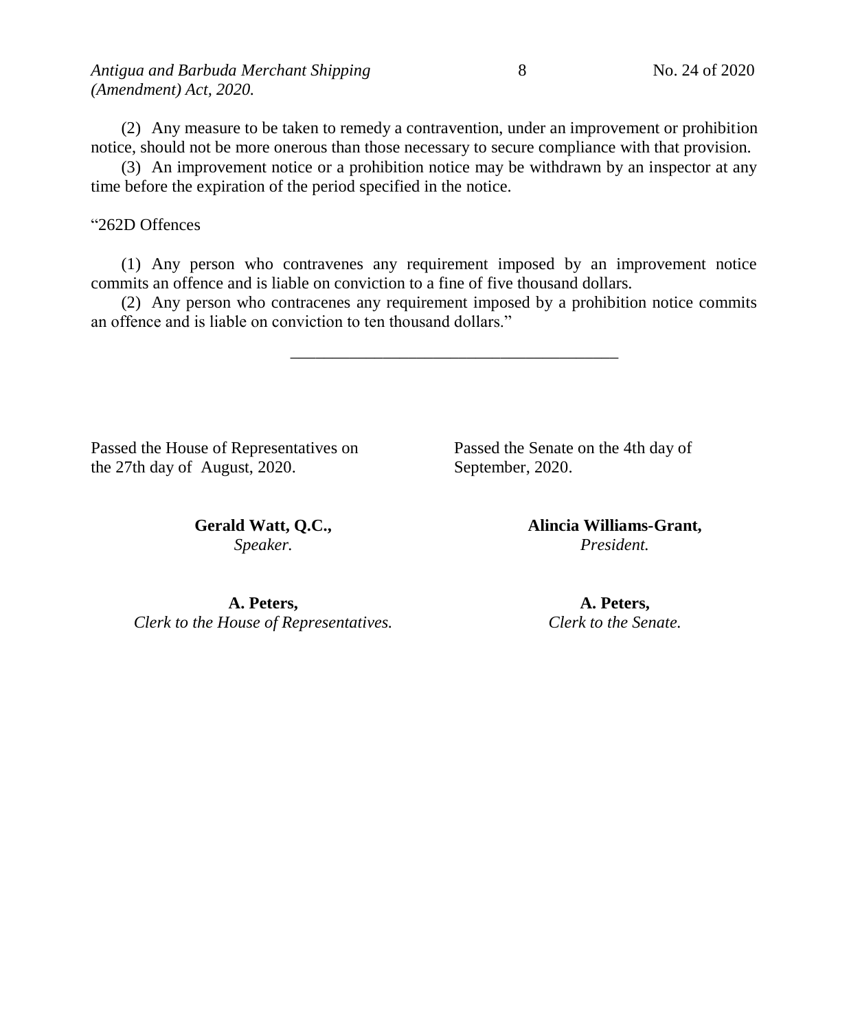(2) Any measure to be taken to remedy a contravention, under an improvement or prohibition notice, should not be more onerous than those necessary to secure compliance with that provision.

(3) An improvement notice or a prohibition notice may be withdrawn by an inspector at any time before the expiration of the period specified in the notice.

"262D Offences

(1) Any person who contravenes any requirement imposed by an improvement notice commits an offence and is liable on conviction to a fine of five thousand dollars.

(2) Any person who contracenes any requirement imposed by a prohibition notice commits an offence and is liable on conviction to ten thousand dollars."

---

Passed the House of Representatives on the 27th day of August, 2020.

**Gerald Watt, Q.C.,**
*Speaker.*

**A. Peters,**
*Clerk to the House of Representatives.*

Passed the Senate on the 4th day of September, 2020.

**Alincia Williams-Grant,**
*President.*

**A. Peters,**
*Clerk to the Senate.*